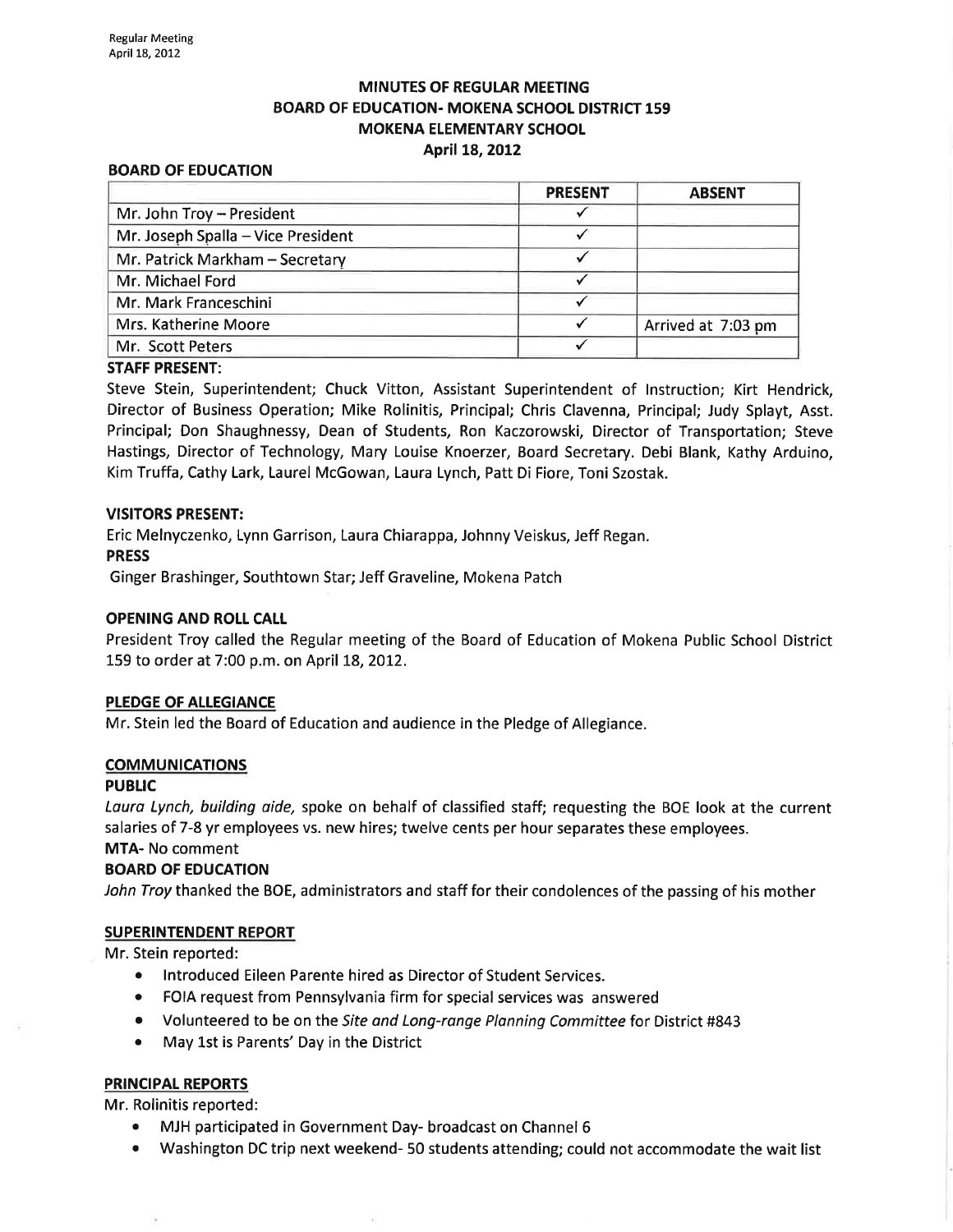# MINUTES OF REGULAR MEETING
# BOARD OF EDUCATION- MOKENA SCHOOL DISTRICT 159
# MOKENA ELEMENTARY SCHOOL
# April 18, 2012

## BOARD OF EDUCATION

| | PRESENT | ABSENT |
|---|---|---|
| Mr. John Troy – President | ✓ | |
| Mr. Joseph Spalla – Vice President | ✓ | |
| Mr. Patrick Markham – Secretary | ✓ | |
| Mr. Michael Ford | ✓ | |
| Mr. Mark Franceschini | ✓ | |
| Mrs. Katherine Moore | ✓ | Arrived at 7:03 pm |
| Mr. Scott Peters | ✓ | |

**STAFF PRESENT:**

Steve Stein, Superintendent; Chuck Vitton, Assistant Superintendent of Instruction; Kirt Hendrick, Director of Business Operation; Mike Rolinitis, Principal; Chris Clavenna, Principal; Judy Splayt, Asst. Principal; Don Shaughnessy, Dean of Students, Ron Kaczorowski, Director of Transportation; Steve Hastings, Director of Technology, Mary Louise Knoerzer, Board Secretary. Debi Blank, Kathy Arduino, Kim Truffa, Cathy Lark, Laurel McGowan, Laura Lynch, Patt Di Fiore, Toni Szostak.

**VISITORS PRESENT:**

Eric Melnyczenko, Lynn Garrison, Laura Chiarappa, Johnny Veiskus, Jeff Regan.

**PRESS**

Ginger Brashinger, Southtown Star; Jeff Graveline, Mokena Patch

**OPENING AND ROLL CALL**

President Troy called the Regular meeting of the Board of Education of Mokena Public School District 159 to order at 7:00 p.m. on April 18, 2012.

**PLEDGE OF ALLEGIANCE**

Mr. Stein led the Board of Education and audience in the Pledge of Allegiance.

**COMMUNICATIONS**

**PUBLIC**

*Laura Lynch, building aide,* spoke on behalf of classified staff; requesting the BOE look at the current salaries of 7-8 yr employees vs. new hires; twelve cents per hour separates these employees.

**MTA**- No comment

**BOARD OF EDUCATION**

*John Troy* thanked the BOE, administrators and staff for their condolences of the passing of his mother

**SUPERINTENDENT REPORT**

Mr. Stein reported:

- Introduced Eileen Parente hired as Director of Student Services.
- FOIA request from Pennsylvania firm for special services was answered
- Volunteered to be on the *Site and Long-range Planning Committee* for District #843
- May 1st is Parents' Day in the District

**PRINCIPAL REPORTS**

Mr. Rolinitis reported:

- MJH participated in Government Day- broadcast on Channel 6
- Washington DC trip next weekend- 50 students attending; could not accommodate the wait list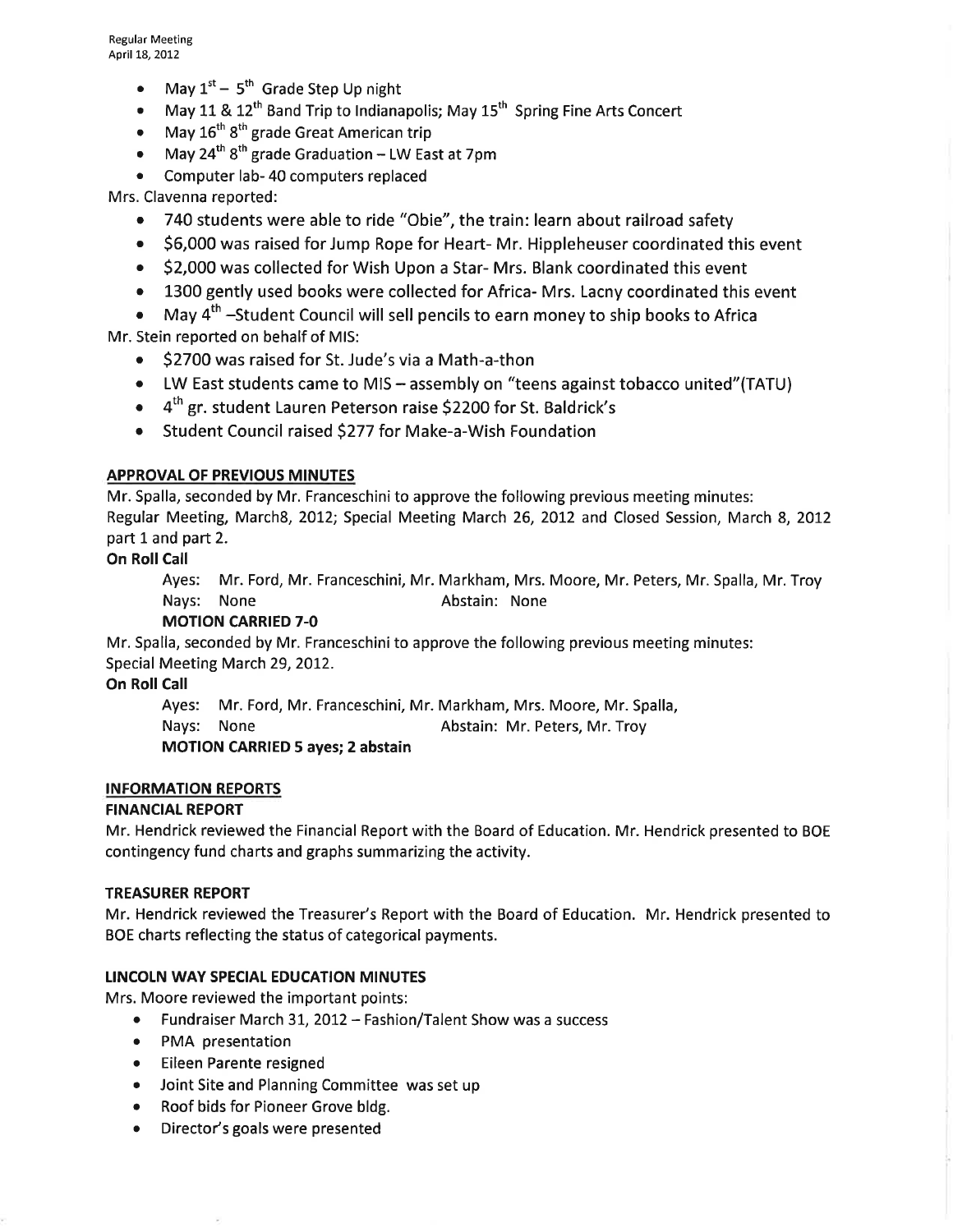- May 1st – 5th Grade Step Up night
- May 11 & 12th Band Trip to Indianapolis; May 15th Spring Fine Arts Concert
- May 16th 8th grade Great American trip
- May 24th 8th grade Graduation – LW East at 7pm
- Computer lab- 40 computers replaced

Mrs. Clavenna reported:

- 740 students were able to ride "Obie", the train: learn about railroad safety
- $6,000 was raised for Jump Rope for Heart- Mr. Hippleheuser coordinated this event
- $2,000 was collected for Wish Upon a Star- Mrs. Blank coordinated this event
- 1300 gently used books were collected for Africa- Mrs. Lacny coordinated this event
- May 4th –Student Council will sell pencils to earn money to ship books to Africa

Mr. Stein reported on behalf of MIS:

- $2700 was raised for St. Jude's via a Math-a-thon
- LW East students came to MIS – assembly on "teens against tobacco united"(TATU)
- 4th gr. student Lauren Peterson raise $2200 for St. Baldrick's
- Student Council raised $277 for Make-a-Wish Foundation

## APPROVAL OF PREVIOUS MINUTES

Mr. Spalla, seconded by Mr. Franceschini to approve the following previous meeting minutes: Regular Meeting, March8, 2012; Special Meeting March 26, 2012 and Closed Session, March 8, 2012 part 1 and part 2.

**On Roll Call**

Ayes: Mr. Ford, Mr. Franceschini, Mr. Markham, Mrs. Moore, Mr. Peters, Mr. Spalla, Mr. Troy
Nays: None Abstain: None

**MOTION CARRIED 7-0**

Mr. Spalla, seconded by Mr. Franceschini to approve the following previous meeting minutes: Special Meeting March 29, 2012.

**On Roll Call**

Ayes: Mr. Ford, Mr. Franceschini, Mr. Markham, Mrs. Moore, Mr. Spalla,
Nays: None Abstain: Mr. Peters, Mr. Troy

**MOTION CARRIED 5 ayes; 2 abstain**

## INFORMATION REPORTS

### FINANCIAL REPORT

Mr. Hendrick reviewed the Financial Report with the Board of Education. Mr. Hendrick presented to BOE contingency fund charts and graphs summarizing the activity.

### TREASURER REPORT

Mr. Hendrick reviewed the Treasurer's Report with the Board of Education. Mr. Hendrick presented to BOE charts reflecting the status of categorical payments.

### LINCOLN WAY SPECIAL EDUCATION MINUTES

Mrs. Moore reviewed the important points:

- Fundraiser March 31, 2012 – Fashion/Talent Show was a success
- PMA presentation
- Eileen Parente resigned
- Joint Site and Planning Committee was set up
- Roof bids for Pioneer Grove bldg.
- Director's goals were presented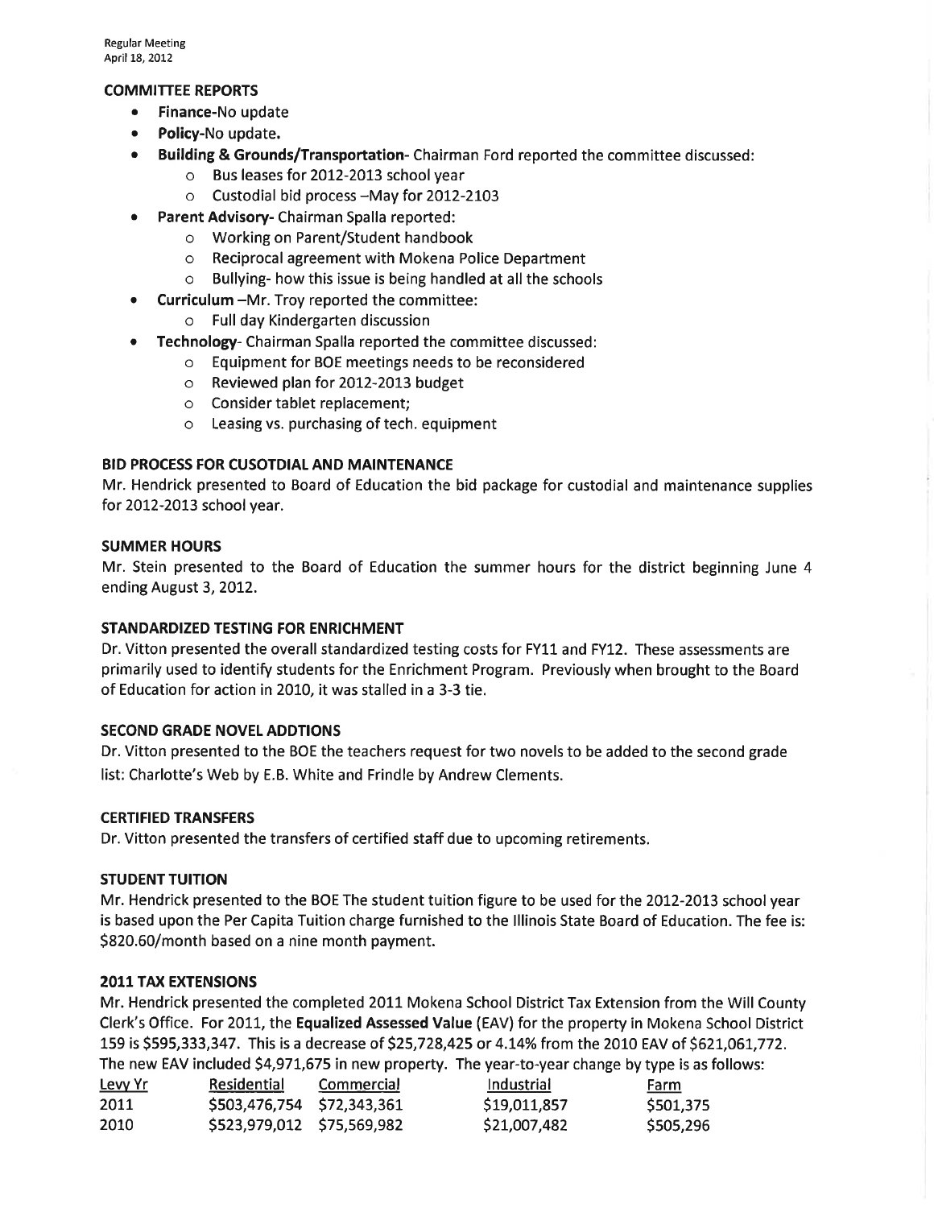## COMMITTEE REPORTS

- **Finance**-No update
- **Policy**-No update.
- **Building & Grounds/Transportation**- Chairman Ford reported the committee discussed:
  - Bus leases for 2012-2013 school year
  - Custodial bid process –May for 2012-2103
- **Parent Advisory**- Chairman Spalla reported:
  - Working on Parent/Student handbook
  - Reciprocal agreement with Mokena Police Department
  - Bullying- how this issue is being handled at all the schools
- **Curriculum** –Mr. Troy reported the committee:
  - Full day Kindergarten discussion
- **Technology**- Chairman Spalla reported the committee discussed:
  - Equipment for BOE meetings needs to be reconsidered
  - Reviewed plan for 2012-2013 budget
  - Consider tablet replacement;
  - Leasing vs. purchasing of tech. equipment

## BID PROCESS FOR CUSOTDIAL AND MAINTENANCE

Mr. Hendrick presented to Board of Education the bid package for custodial and maintenance supplies for 2012-2013 school year.

## SUMMER HOURS

Mr. Stein presented to the Board of Education the summer hours for the district beginning June 4 ending August 3, 2012.

## STANDARDIZED TESTING FOR ENRICHMENT

Dr. Vitton presented the overall standardized testing costs for FY11 and FY12. These assessments are primarily used to identify students for the Enrichment Program. Previously when brought to the Board of Education for action in 2010, it was stalled in a 3-3 tie.

## SECOND GRADE NOVEL ADDTIONS

Dr. Vitton presented to the BOE the teachers request for two novels to be added to the second grade list: Charlotte's Web by E.B. White and Frindle by Andrew Clements.

## CERTIFIED TRANSFERS

Dr. Vitton presented the transfers of certified staff due to upcoming retirements.

## STUDENT TUITION

Mr. Hendrick presented to the BOE The student tuition figure to be used for the 2012-2013 school year is based upon the Per Capita Tuition charge furnished to the Illinois State Board of Education. The fee is: $820.60/month based on a nine month payment.

## 2011 TAX EXTENSIONS

Mr. Hendrick presented the completed 2011 Mokena School District Tax Extension from the Will County Clerk's Office. For 2011, the **Equalized Assessed Value** (EAV) for the property in Mokena School District 159 is $595,333,347. This is a decrease of $25,728,425 or 4.14% from the 2010 EAV of $621,061,772. The new EAV included $4,971,675 in new property. The year-to-year change by type is as follows:

| Levy Yr | Residential | Commercial | Industrial | Farm |
|---|---|---|---|---|
| 2011 | $503,476,754 | $72,343,361 | $19,011,857 | $501,375 |
| 2010 | $523,979,012 | $75,569,982 | $21,007,482 | $505,296 |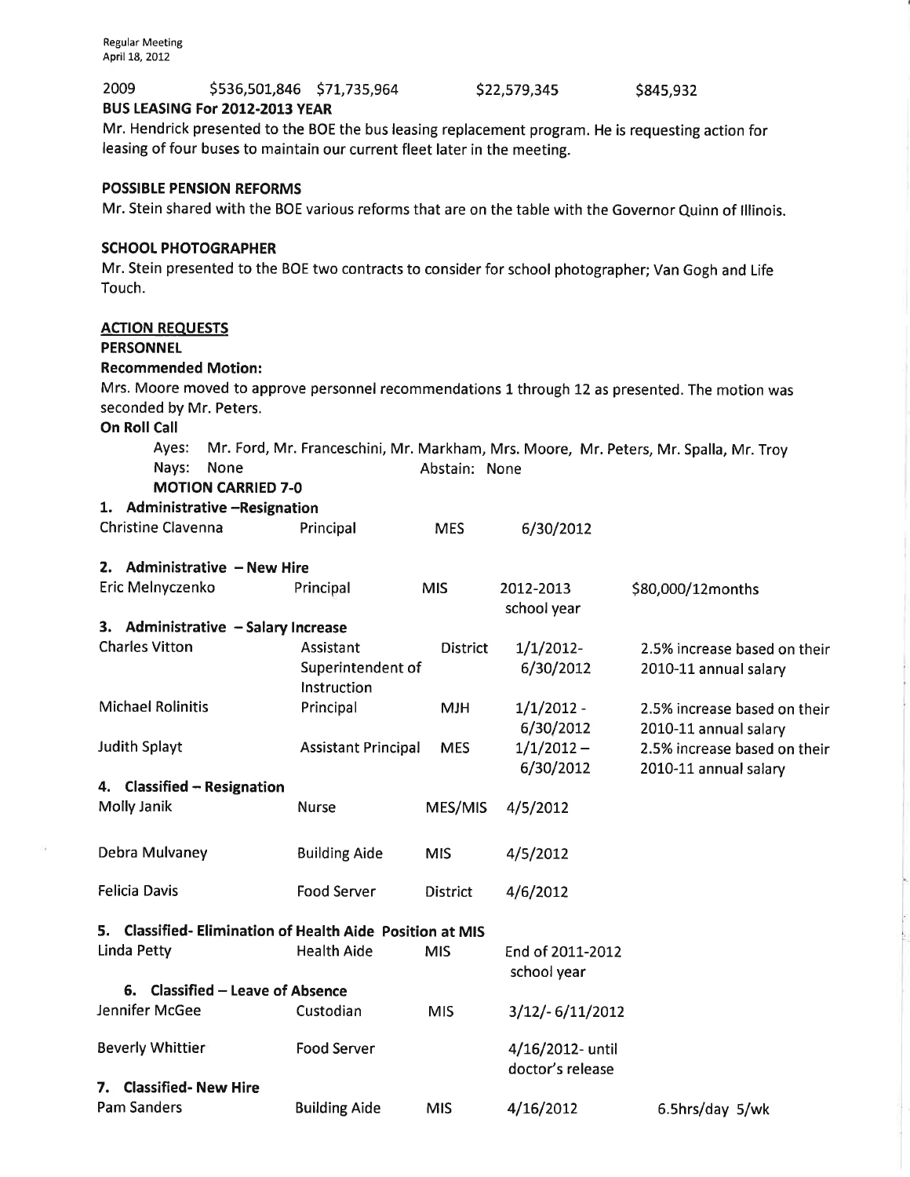2009 $536,501,846 $71,735,964 $22,579,345 $845,932

**BUS LEASING For 2012-2013 YEAR**

Mr. Hendrick presented to the BOE the bus leasing replacement program. He is requesting action for leasing of four buses to maintain our current fleet later in the meeting.

**POSSIBLE PENSION REFORMS**

Mr. Stein shared with the BOE various reforms that are on the table with the Governor Quinn of Illinois.

**SCHOOL PHOTOGRAPHER**

Mr. Stein presented to the BOE two contracts to consider for school photographer; Van Gogh and Life Touch.

**ACTION REQUESTS**

**PERSONNEL**

**Recommended Motion:**

Mrs. Moore moved to approve personnel recommendations 1 through 12 as presented. The motion was seconded by Mr. Peters.

**On Roll Call**

Ayes: Mr. Ford, Mr. Franceschini, Mr. Markham, Mrs. Moore, Mr. Peters, Mr. Spalla, Mr. Troy
Nays: None Abstain: None

**MOTION CARRIED 7-0**

**1. Administrative –Resignation**

| | | | | |
|---|---|---|---|---|
| Christine Clavenna | Principal | MES | 6/30/2012 | |

**2. Administrative – New Hire**

| | | | | |
|---|---|---|---|---|
| Eric Melnyczenko | Principal | MIS | 2012-2013 school year | $80,000/12months |

**3. Administrative – Salary Increase**

| | | | | |
|---|---|---|---|---|
| Charles Vitton | Assistant Superintendent of Instruction | District | 1/1/2012- 6/30/2012 | 2.5% increase based on their 2010-11 annual salary |
| Michael Rolinitis | Principal | MJH | 1/1/2012 - 6/30/2012 | 2.5% increase based on their 2010-11 annual salary |
| Judith Splayt | Assistant Principal | MES | 1/1/2012 – 6/30/2012 | 2.5% increase based on their 2010-11 annual salary |

**4. Classified – Resignation**

| | | | |
|---|---|---|---|
| Molly Janik | Nurse | MES/MIS | 4/5/2012 |
| Debra Mulvaney | Building Aide | MIS | 4/5/2012 |
| Felicia Davis | Food Server | District | 4/6/2012 |

**5. Classified- Elimination of Health Aide Position at MIS**

| | | | |
|---|---|---|---|
| Linda Petty | Health Aide | MIS | End of 2011-2012 school year |

**6. Classified – Leave of Absence**

| | | | |
|---|---|---|---|
| Jennifer McGee | Custodian | MIS | 3/12/- 6/11/2012 |
| Beverly Whittier | Food Server | | 4/16/2012- until doctor's release |

**7. Classified- New Hire**

| | | | | |
|---|---|---|---|---|
| Pam Sanders | Building Aide | MIS | 4/16/2012 | 6.5hrs/day 5/wk |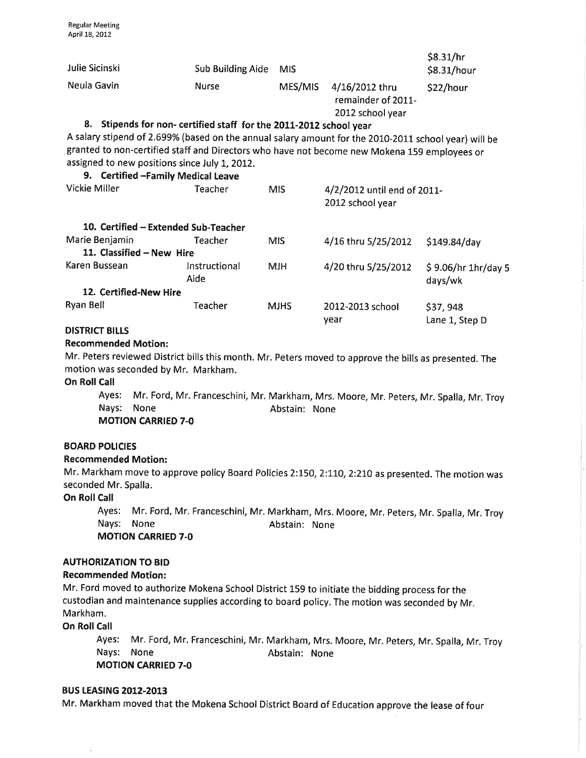| | | | | |
|---|---|---|---|---|
| Julie Sicinski | Sub Building Aide | MIS | | $8.31/hr<br>$8.31/hour |
| Neula Gavin | Nurse | MES/MIS | 4/16/2012 thru remainder of 2011-2012 school year | $22/hour |

**8. Stipends for non- certified staff for the 2011-2012 school year**

A salary stipend of 2.699% (based on the annual salary amount for the 2010-2011 school year) will be granted to non-certified staff and Directors who have not become new Mokena 159 employees or assigned to new positions since July 1, 2012.

**9. Certified –Family Medical Leave**

| | | | | |
|---|---|---|---|---|
| Vickie Miller | Teacher | MIS | 4/2/2012 until end of 2011-2012 school year | |

**10. Certified – Extended Sub-Teacher**

| | | | | |
|---|---|---|---|---|
| Marie Benjamin | Teacher | MIS | 4/16 thru 5/25/2012 | $149.84/day |

**11. Classified – New Hire**

| | | | | |
|---|---|---|---|---|
| Karen Bussean | Instructional Aide | MJH | 4/20 thru 5/25/2012 | $ 9.06/hr 1hr/day 5 days/wk |

**12. Certified-New Hire**

| | | | | |
|---|---|---|---|---|
| Ryan Bell | Teacher | MJHS | 2012-2013 school year | $37, 948<br>Lane 1, Step D |

**DISTRICT BILLS**

**Recommended Motion:**

Mr. Peters reviewed District bills this month. Mr. Peters moved to approve the bills as presented. The motion was seconded by Mr. Markham.

**On Roll Call**

Ayes: Mr. Ford, Mr. Franceschini, Mr. Markham, Mrs. Moore, Mr. Peters, Mr. Spalla, Mr. Troy
Nays: None Abstain: None
**MOTION CARRIED 7-0**

**BOARD POLICIES**

**Recommended Motion:**

Mr. Markham move to approve policy Board Policies 2:150, 2:110, 2:210 as presented. The motion was seconded Mr. Spalla.

**On Roll Call**

Ayes: Mr. Ford, Mr. Franceschini, Mr. Markham, Mrs. Moore, Mr. Peters, Mr. Spalla, Mr. Troy
Nays: None Abstain: None
**MOTION CARRIED 7-0**

**AUTHORIZATION TO BID**

**Recommended Motion:**

Mr. Ford moved to authorize Mokena School District 159 to initiate the bidding process for the custodian and maintenance supplies according to board policy. The motion was seconded by Mr. Markham.

**On Roll Call**

Ayes: Mr. Ford, Mr. Franceschini, Mr. Markham, Mrs. Moore, Mr. Peters, Mr. Spalla, Mr. Troy
Nays: None Abstain: None
**MOTION CARRIED 7-0**

**BUS LEASING 2012-2013**

Mr. Markham moved that the Mokena School District Board of Education approve the lease of four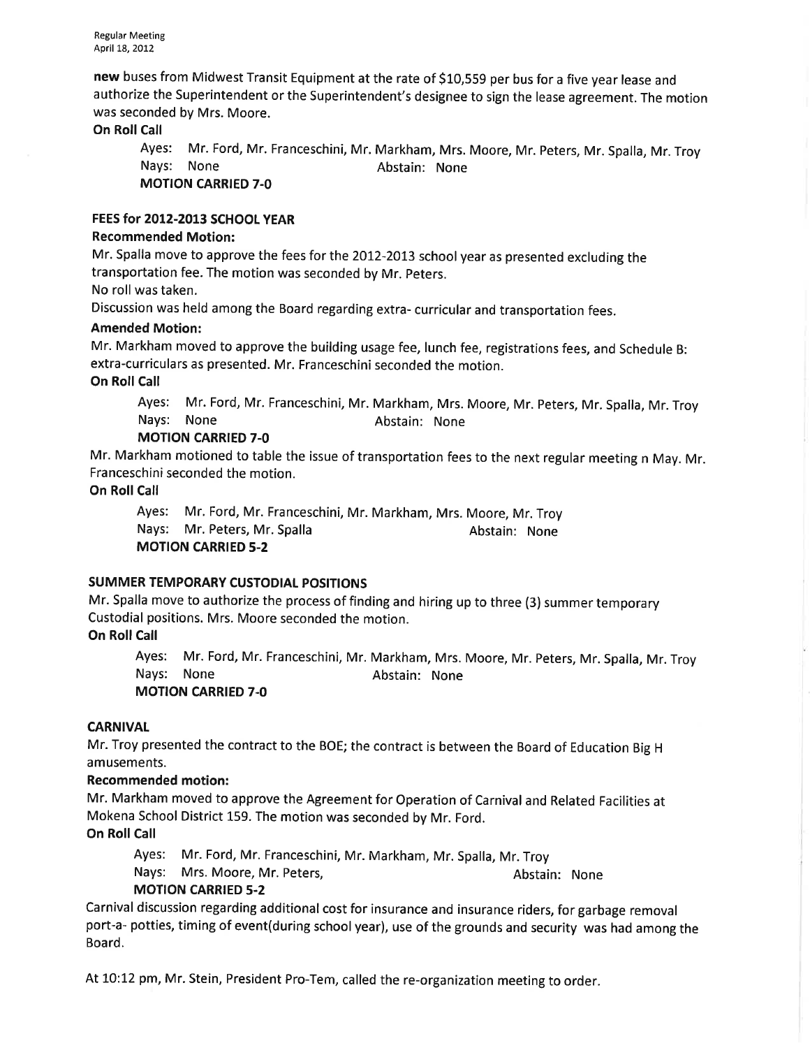**new** buses from Midwest Transit Equipment at the rate of $10,559 per bus for a five year lease and authorize the Superintendent or the Superintendent's designee to sign the lease agreement. The motion was seconded by Mrs. Moore.

**On Roll Call**

Ayes: Mr. Ford, Mr. Franceschini, Mr. Markham, Mrs. Moore, Mr. Peters, Mr. Spalla, Mr. Troy
Nays: None Abstain: None
**MOTION CARRIED 7-0**

**FEES for 2012-2013 SCHOOL YEAR**

**Recommended Motion:**

Mr. Spalla move to approve the fees for the 2012-2013 school year as presented excluding the transportation fee. The motion was seconded by Mr. Peters.

No roll was taken.

Discussion was held among the Board regarding extra- curricular and transportation fees.

**Amended Motion:**

Mr. Markham moved to approve the building usage fee, lunch fee, registrations fees, and Schedule B: extra-curriculars as presented. Mr. Franceschini seconded the motion.

**On Roll Call**

Ayes: Mr. Ford, Mr. Franceschini, Mr. Markham, Mrs. Moore, Mr. Peters, Mr. Spalla, Mr. Troy
Nays: None Abstain: None
**MOTION CARRIED 7-0**

Mr. Markham motioned to table the issue of transportation fees to the next regular meeting n May. Mr. Franceschini seconded the motion.

**On Roll Call**

Ayes: Mr. Ford, Mr. Franceschini, Mr. Markham, Mrs. Moore, Mr. Troy
Nays: Mr. Peters, Mr. Spalla Abstain: None
**MOTION CARRIED 5-2**

**SUMMER TEMPORARY CUSTODIAL POSITIONS**

Mr. Spalla move to authorize the process of finding and hiring up to three (3) summer temporary Custodial positions. Mrs. Moore seconded the motion.

**On Roll Call**

Ayes: Mr. Ford, Mr. Franceschini, Mr. Markham, Mrs. Moore, Mr. Peters, Mr. Spalla, Mr. Troy
Nays: None Abstain: None
**MOTION CARRIED 7-0**

**CARNIVAL**

Mr. Troy presented the contract to the BOE; the contract is between the Board of Education Big H amusements.

**Recommended motion:**

Mr. Markham moved to approve the Agreement for Operation of Carnival and Related Facilities at Mokena School District 159. The motion was seconded by Mr. Ford.

**On Roll Call**

Ayes: Mr. Ford, Mr. Franceschini, Mr. Markham, Mr. Spalla, Mr. Troy
Nays: Mrs. Moore, Mr. Peters, Abstain: None
**MOTION CARRIED 5-2**

Carnival discussion regarding additional cost for insurance and insurance riders, for garbage removal port-a- potties, timing of event(during school year), use of the grounds and security was had among the Board.

At 10:12 pm, Mr. Stein, President Pro-Tem, called the re-organization meeting to order.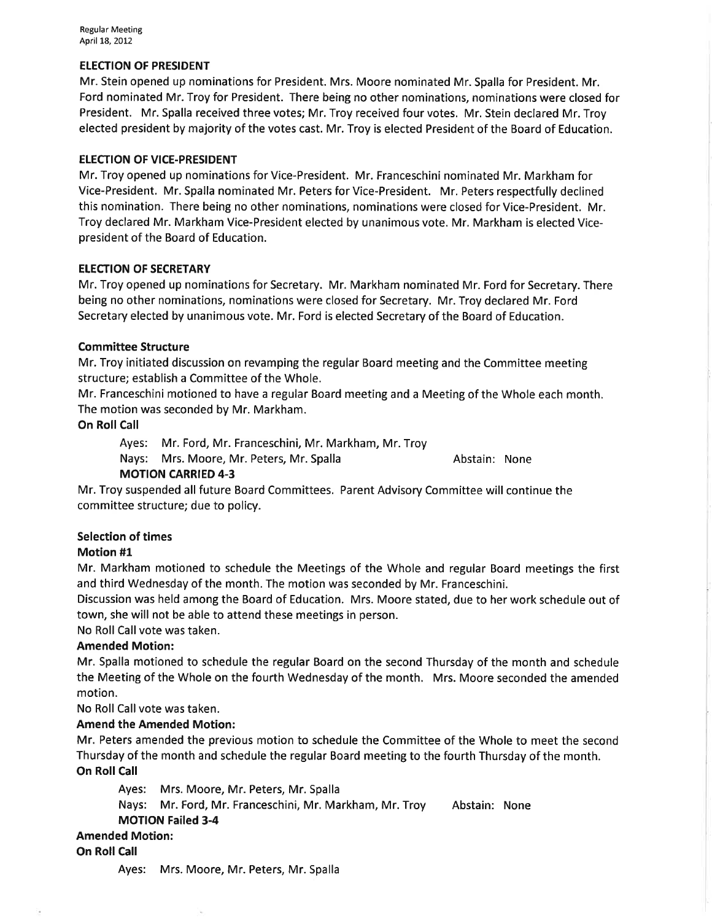**ELECTION OF PRESIDENT**

Mr. Stein opened up nominations for President. Mrs. Moore nominated Mr. Spalla for President. Mr. Ford nominated Mr. Troy for President. There being no other nominations, nominations were closed for President. Mr. Spalla received three votes; Mr. Troy received four votes. Mr. Stein declared Mr. Troy elected president by majority of the votes cast. Mr. Troy is elected President of the Board of Education.

**ELECTION OF VICE-PRESIDENT**

Mr. Troy opened up nominations for Vice-President. Mr. Franceschini nominated Mr. Markham for Vice-President. Mr. Spalla nominated Mr. Peters for Vice-President. Mr. Peters respectfully declined this nomination. There being no other nominations, nominations were closed for Vice-President. Mr. Troy declared Mr. Markham Vice-President elected by unanimous vote. Mr. Markham is elected Vice-president of the Board of Education.

**ELECTION OF SECRETARY**

Mr. Troy opened up nominations for Secretary. Mr. Markham nominated Mr. Ford for Secretary. There being no other nominations, nominations were closed for Secretary. Mr. Troy declared Mr. Ford Secretary elected by unanimous vote. Mr. Ford is elected Secretary of the Board of Education.

**Committee Structure**

Mr. Troy initiated discussion on revamping the regular Board meeting and the Committee meeting structure; establish a Committee of the Whole.

Mr. Franceschini motioned to have a regular Board meeting and a Meeting of the Whole each month. The motion was seconded by Mr. Markham.

**On Roll Call**

Ayes: Mr. Ford, Mr. Franceschini, Mr. Markham, Mr. Troy
Nays: Mrs. Moore, Mr. Peters, Mr. Spalla    Abstain: None
**MOTION CARRIED 4-3**

Mr. Troy suspended all future Board Committees. Parent Advisory Committee will continue the committee structure; due to policy.

**Selection of times**

**Motion #1**

Mr. Markham motioned to schedule the Meetings of the Whole and regular Board meetings the first and third Wednesday of the month. The motion was seconded by Mr. Franceschini.

Discussion was held among the Board of Education. Mrs. Moore stated, due to her work schedule out of town, she will not be able to attend these meetings in person.

No Roll Call vote was taken.

**Amended Motion:**

Mr. Spalla motioned to schedule the regular Board on the second Thursday of the month and schedule the Meeting of the Whole on the fourth Wednesday of the month. Mrs. Moore seconded the amended motion.

No Roll Call vote was taken.

**Amend the Amended Motion:**

Mr. Peters amended the previous motion to schedule the Committee of the Whole to meet the second Thursday of the month and schedule the regular Board meeting to the fourth Thursday of the month.

**On Roll Call**

Ayes: Mrs. Moore, Mr. Peters, Mr. Spalla
Nays: Mr. Ford, Mr. Franceschini, Mr. Markham, Mr. Troy    Abstain: None
**MOTION Failed 3-4**

**Amended Motion:**

**On Roll Call**

Ayes: Mrs. Moore, Mr. Peters, Mr. Spalla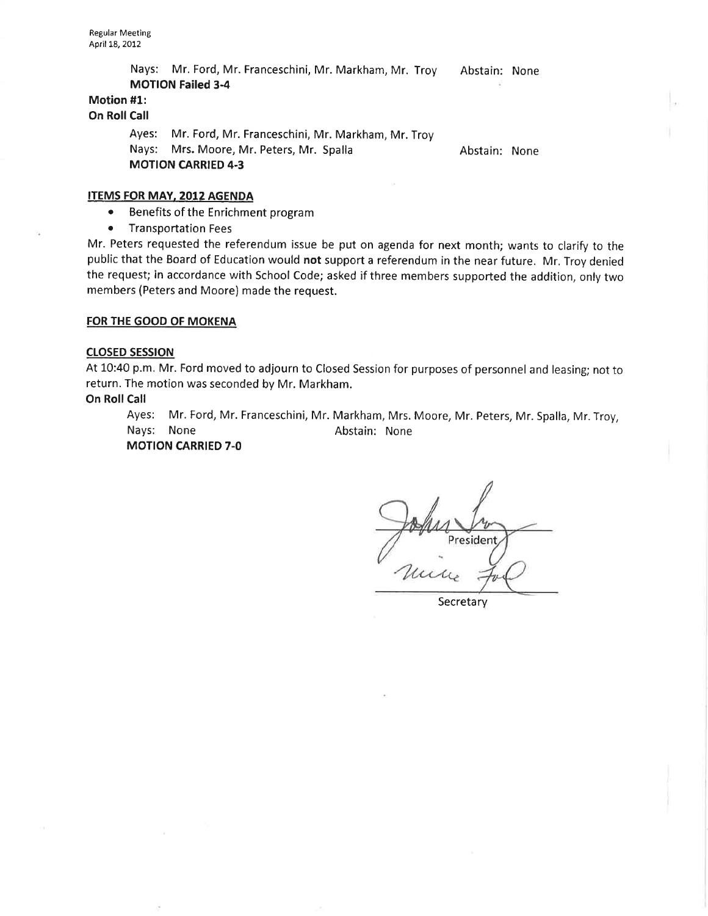Nays: Mr. Ford, Mr. Franceschini, Mr. Markham, Mr. Troy Abstain: None

**MOTION Failed 3-4**

**Motion #1:**

**On Roll Call**

Ayes: Mr. Ford, Mr. Franceschini, Mr. Markham, Mr. Troy

Nays: Mrs. Moore, Mr. Peters, Mr. Spalla Abstain: None

**MOTION CARRIED 4-3**

**ITEMS FOR MAY, 2012 AGENDA**

- Benefits of the Enrichment program
- Transportation Fees

Mr. Peters requested the referendum issue be put on agenda for next month; wants to clarify to the public that the Board of Education would **not** support a referendum in the near future. Mr. Troy denied the request; in accordance with School Code; asked if three members supported the addition, only two members (Peters and Moore) made the request.

**FOR THE GOOD OF MOKENA**

**CLOSED SESSION**

At 10:40 p.m. Mr. Ford moved to adjourn to Closed Session for purposes of personnel and leasing; not to return. The motion was seconded by Mr. Markham.

**On Roll Call**

Ayes: Mr. Ford, Mr. Franceschini, Mr. Markham, Mrs. Moore, Mr. Peters, Mr. Spalla, Mr. Troy,

Nays: None Abstain: None

**MOTION CARRIED 7-0**

President

Secretary